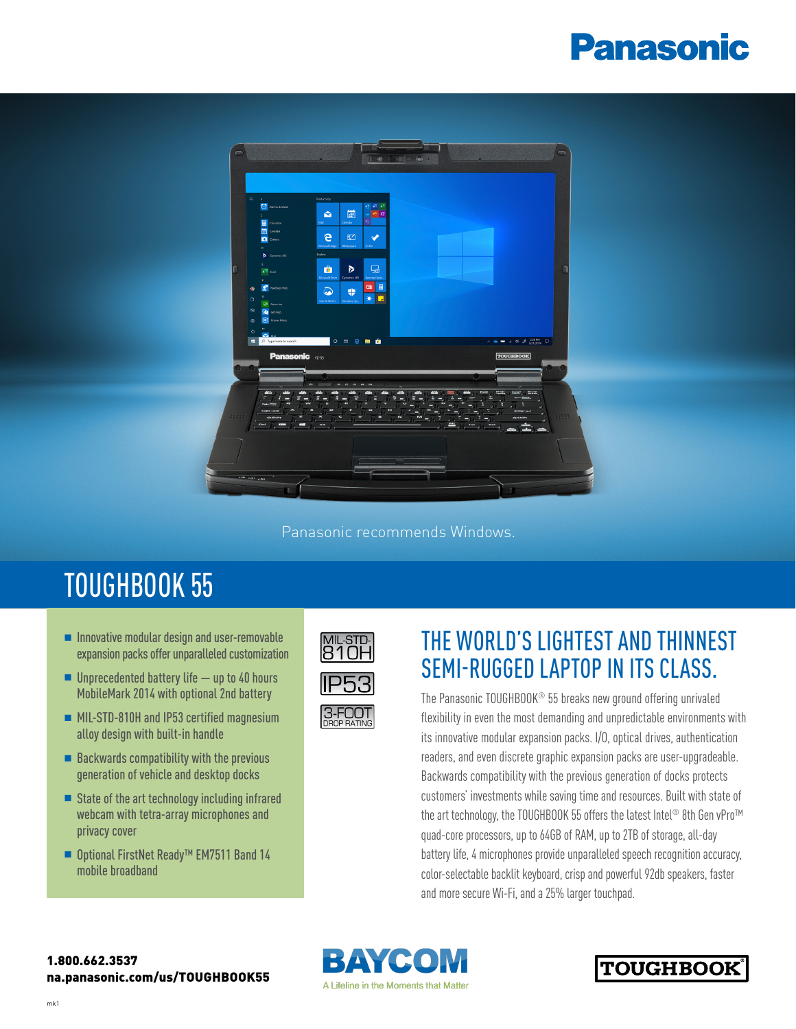Panasonic

Panasonic recommends Windows.

# TOUGHBOOK 55

- Innovative modular design and user-removable expansion packs offer unparalleled customization
- Unprecedented battery life — up to 40 hours MobileMark 2014 with optional 2nd battery
- MIL-STD-810H and IP53 certified magnesium alloy design with built-in handle
- Backwards compatibility with the previous generation of vehicle and desktop docks
- State of the art technology including infrared webcam with tetra-array microphones and privacy cover
- Optional FirstNet Ready™ EM7511 Band 14 mobile broadband

MIL-STD-810H

IP53

3-FOOT DROP RATING

## THE WORLD'S LIGHTEST AND THINNEST SEMI-RUGGED LAPTOP IN ITS CLASS.

The Panasonic TOUGHBOOK® 55 breaks new ground offering unrivaled flexibility in even the most demanding and unpredictable environments with its innovative modular expansion packs. I/O, optical drives, authentication readers, and even discrete graphic expansion packs are user-upgradeable. Backwards compatibility with the previous generation of docks protects customers' investments while saving time and resources. Built with state of the art technology, the TOUGHBOOK 55 offers the latest Intel® 8th Gen vPro™ quad-core processors, up to 64GB of RAM, up to 2TB of storage, all-day battery life, 4 microphones provide unparalleled speech recognition accuracy, color-selectable backlit keyboard, crisp and powerful 92db speakers, faster and more secure Wi-Fi, and a 25% larger touchpad.

**1.800.662.3537**
**na.panasonic.com/us/TOUGHBOOK55**

BAYCOM
A Lifeline in the Moments that Matter

TOUGHBOOK®

mk1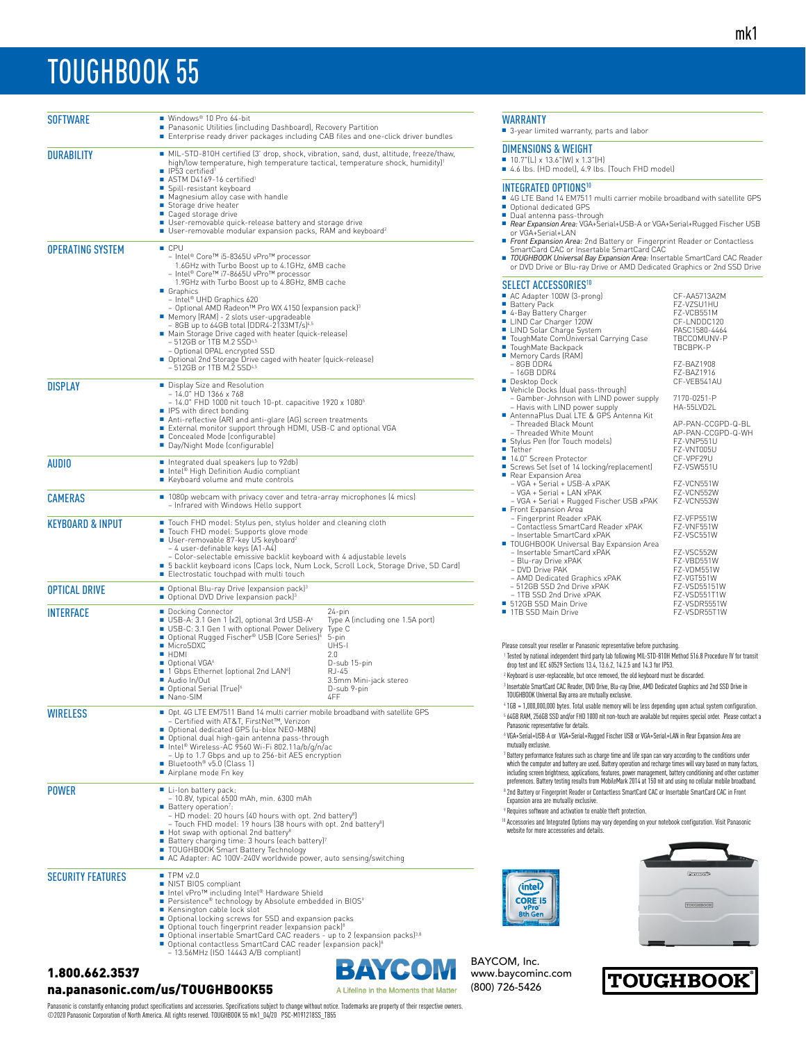# TOUGHBOOK 55

## SOFTWARE

- Windows® 10 Pro 64-bit
- Panasonic Utilities (including Dashboard), Recovery Partition
- Enterprise ready driver packages including CAB files and one-click driver bundles

## DURABILITY

- MIL-STD-810H certified (3' drop, shock, vibration, sand, dust, altitude, freeze/thaw, high/low temperature, high temperature tactical, temperature shock, humidity)[1]
- IP53 certified[1]
- ASTM D4169-16 certified[1]
- Spill-resistant keyboard
- Magnesium alloy case with handle
- Storage drive heater
- Caged storage drive
- User-removable quick-release battery and storage drive
- User-removable modular expansion packs, RAM and keyboard[2]

## OPERATING SYSTEM

- CPU
  - Intel® Core™ i5-8365U vPro™ processor 1.6GHz with Turbo Boost up to 4.1GHz, 6MB cache
  - Intel® Core™ i7-8665U vPro™ processor 1.9GHz with Turbo Boost up to 4.8GHz, 8MB cache
- Graphics
  - Intel® UHD Graphics 620
  - Optional AMD Radeon™ Pro WX 4150 (expansion pack)[3]
- Memory (RAM) - 2 slots user-upgradeable
  - 8GB up to 64GB total (DDR4-2133MT/s)[4,5]
- Main Storage Drive caged with heater (quick-release)
  - 512GB or 1TB M.2 SSD[4,5]
  - Optional OPAL encrypted SSD
- Optional 2nd Storage Drive caged with heater (quick-release)
  - 512GB or 1TB M.2 SSD[4,5]

## DISPLAY

- Display Size and Resolution
  - 14.0" HD 1366 x 768
  - 14.0" FHD 1000 nit touch 10-pt. capacitive 1920 x 1080[5]
- IPS with direct bonding
- Anti-reflective (AR) and anti-glare (AG) screen treatments
- External monitor support through HDMI, USB-C and optional VGA
- Concealed Mode (configurable)
- Day/Night Mode (configurable)

## AUDIO

- Integrated dual speakers (up to 92db)
- Intel® High Definition Audio compliant
- Keyboard volume and mute controls

## CAMERAS

- 1080p webcam with privacy cover and tetra-array microphones (4 mics)
  - Infrared with Windows Hello support

## KEYBOARD & INPUT

- Touch FHD model: Stylus pen, stylus holder and cleaning cloth
- Touch FHD model: Supports glove mode
- User-removable 87-key US keyboard[2]
  - 4 user-definable keys (A1-A4)
  - Color-selectable emissive backlit keyboard with 4 adjustable levels
- 5 backlit keyboard icons (Caps lock, Num Lock, Scroll Lock, Storage Drive, SD Card)
- Electrostatic touchpad with multi touch

## OPTICAL DRIVE

- Optional Blu-ray Drive (expansion pack)[3]
- Optional DVD Drive (expansion pack)[3]

## INTERFACE

| | |
|---|---|
| Docking Connector | 24-pin |
| USB-A: 3.1 Gen 1 (x2), optional 3rd USB-A[6] | Type A (including one 1.5A port) |
| USB-C: 3.1 Gen 1 with optional Power Delivery | Type C |
| Optional Rugged Fischer® USB (Core Series)[6] | 5-pin |
| MicroSDXC | UHS-I |
| HDMI | 2.0 |
| Optional VGA[6] | D-sub 15-pin |
| 1 Gbps Ethernet (optional 2nd LAN[6]) | RJ-45 |
| Audio In/Out | 3.5mm Mini-jack stereo |
| Optional Serial (True)[6] | D-sub 9-pin |
| Nano-SIM | 4FF |

## WIRELESS

- Opt. 4G LTE EM7511 Band 14 multi carrier mobile broadband with satellite GPS
  - Certified with AT&T, FirstNet™, Verizon
- Optional dedicated GPS (u-blox NEO-M8N)
- Optional dual high-gain antenna pass-through
- Intel® Wireless-AC 9560 Wi-Fi 802.11a/b/g/n/ac
  - Up to 1.7 Gbps and up to 256-bit AES encryption
- Bluetooth® v5.0 (Class 1)
- Airplane mode Fn key

## POWER

- Li-Ion battery pack:
  - 10.8V, typical 6500 mAh, min. 6300 mAh
- Battery operation[7]:
  - HD model: 20 hours (40 hours with opt. 2nd battery[8])
  - Touch FHD model: 19 hours (38 hours with opt. 2nd battery[8])
- Hot swap with optional 2nd battery[8]
- Battery charging time: 3 hours (each battery)[7]
- TOUGHBOOK Smart Battery Technology
- AC Adapter: AC 100V-240V worldwide power, auto sensing/switching

## SECURITY FEATURES

- TPM v2.0
- NIST BIOS compliant
- Intel vPro™ including Intel® Hardware Shield
- Persistence® technology by Absolute embedded in BIOS[9]
- Kensington cable lock slot
- Optional locking screws for SSD and expansion packs
- Optional touch fingerprint reader (expansion pack)[8]
- Optional insertable SmartCard CAC readers - up to 2 (expansion packs)[3,8]
- Optional contactless SmartCard CAC reader (expansion pack)[8]
  - 13.56MHz (ISO 14443 A/B compliant)

## WARRANTY

- 3-year limited warranty, parts and labor

## DIMENSIONS & WEIGHT

- 10.7"(L) x 13.6"(W) x 1.3"(H)
- 4.6 lbs. (HD model), 4.9 lbs. (Touch FHD model)

## INTEGRATED OPTIONS[10]

- 4G LTE Band 14 EM7511 multi carrier mobile broadband with satellite GPS
- Optional dedicated GPS
- Dual antenna pass-through
- *Rear Expansion Area:* VGA+Serial+USB-A or VGA+Serial+Rugged Fischer USB or VGA+Serial+LAN
- *Front Expansion Area:* 2nd Battery or Fingerprint Reader or Contactless SmartCard CAC or Insertable SmartCard CAC
- *TOUGHBOOK Universal Bay Expansion Area:* Insertable SmartCard CAC Reader or DVD Drive or Blu-ray Drive or AMD Dedicated Graphics or 2nd SSD Drive

## SELECT ACCESSORIES[10]

| | |
|---|---|
| AC Adapter 100W (3-prong) | CF-AA5713A2M |
| Battery Pack | FZ-VZSU1HU |
| 4-Bay Battery Charger | FZ-VCB551M |
| LIND Car Charger 120W | CF-LNDDC120 |
| LIND Solar Charge System | PA5C1580-4464 |
| ToughMate ComUniversal Carrying Case | TBCCOMUNV-P |
| ToughMate Backpack | TBCBPK-P |
| Memory Cards (RAM) | |
| – 8GB DDR4 | FZ-BAZ1908 |
| – 16GB DDR4 | FZ-BAZ1916 |
| Desktop Dock | CF-VEB541AU |
| Vehicle Docks (dual pass-through) | |
| – Gamber-Johnson with LIND power supply | 7170-0251-P |
| – Havis with LIND power supply | HA-55LVD2L |
| AntennaPlus Dual LTE & GPS Antenna Kit | |
| – Threaded Black Mount | AP-PAN-CCGPD-Q-BL |
| – Threaded White Mount | AP-PAN-CCGPD-Q-WH |
| Stylus Pen (for Touch models) | FZ-VNP551U |
| Tether | FZ-VNT005U |
| 14.0" Screen Protector | CF-VPF29U |
| Screws Set (set of 14 locking/replacement) | FZ-VSW551U |
| Rear Expansion Area | |
| – VGA + Serial + USB-A xPAK | FZ-VCN551W |
| – VGA + Serial + LAN xPAK | FZ-VCN552W |
| – VGA + Serial + Rugged Fischer USB xPAK | FZ-VCN553W |
| Front Expansion Area | |
| – Fingerprint Reader xPAK | FZ-VFP551W |
| – Contactless SmartCard Reader xPAK | FZ-VNF551W |
| – Insertable SmartCard xPAK | FZ-VSC551W |
| TOUGHBOOK Universal Bay Expansion Area | |
| – Insertable SmartCard xPAK | FZ-VSC552W |
| – Blu-ray Drive xPAK | FZ-VBD551W |
| – DVD Drive PAK | FZ-VDM551W |
| – AMD Dedicated Graphics xPAK | FZ-VGT551W |
| – 512GB SSD 2nd Drive xPAK | FZ-VSD55151W |
| – 1TB SSD 2nd Drive xPAK | FZ-VSD551T1W |
| 512GB SSD Main Drive | FZ-VSDR5551W |
| 1TB SSD Main Drive | FZ-VSDR55T1W |

Please consult your reseller or Panasonic representative before purchasing.

[1] Tested by national independent third party lab following MIL-STD-810H Method 516.8 Procedure IV for transit drop test and IEC 60529 Sections 13.4, 13.6.2, 14.2.5 and 14.3 for IP53.

[2] Keyboard is user-replaceable, but once removed, the old keyboard must be discarded.

[3] Insertable SmartCard CAC Reader, DVD Drive, Blu-ray Drive, AMD Dedicated Graphics and 2nd SSD Drive in TOUGHBOOK Universal Bay area are mutually exclusive.

[4] 1GB = 1,000,000,000 bytes. Total usable memory will be less depending upon actual system configuration.

[5] 64GB RAM, 256GB SSD and/or FHD 1000 nit non-touch are available but requires special order. Please contact a Panasonic representative for details.

[6] VGA+Serial+USB-A or VGA+Serial+Rugged Fischer USB or VGA+Serial+LAN in Rear Expansion Area are mutually exclusive.

[7] Battery performance features such as charge time and life span can vary according to the conditions under which the computer and battery are used. Battery operation and recharge times will vary based on many factors, including screen brightness, applications, features, power management, battery conditioning and other customer preferences. Battery testing results from MobileMark 2014 at 150 nit and using no cellular mobile broadband.

[8] 2nd Battery or Fingerprint Reader or Contactless SmartCard CAC or Insertable SmartCard CAC in Front Expansion area are mutually exclusive.

[9] Requires software and activation to enable theft protection.

[10] Accessories and Integrated Options may vary depending on your notebook configuration. Visit Panasonic website for more accessories and details.

**1.800.662.3537**

**na.panasonic.com/us/TOUGHBOOK55**

BAYCOM — A Lifeline in the Moments that Matter

BAYCOM, Inc.
www.baycominc.com
(800) 726-5426

TOUGHBOOK

Panasonic is constantly enhancing product specifications and accessories. Specifications subject to change without notice. Trademarks are property of their respective owners. ©2020 Panasonic Corporation of North America. All rights reserved. TOUGHBOOK 55 mk1_04/20 PSC-M191218SS_TB55